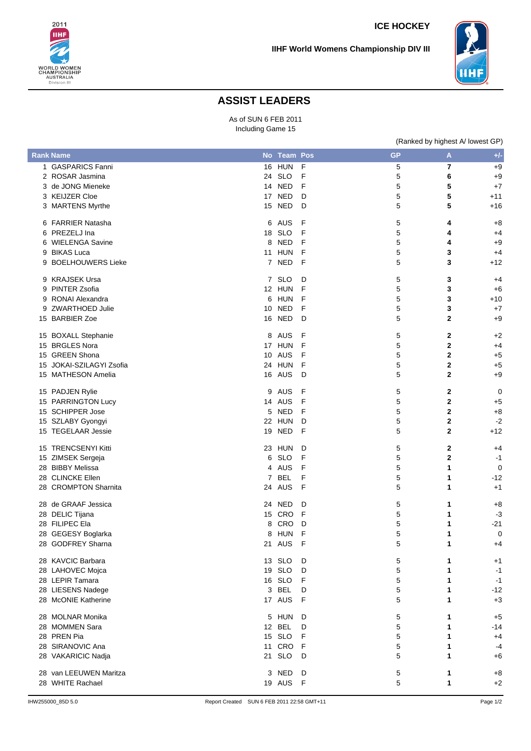ICE HOCKEY

IIHF World Womens Championship DIV III

# ASSIST LEADERS

As of SUN 6 FEB 2011
Including Game 15

(Ranked by highest A/ lowest GP)

| Rank | Name | No | Team | Pos | GP | A | +/- |
|---|---|---|---|---|---|---|---|
| 1 | GASPARICS Fanni | 16 | HUN | F | 5 | **7** | +9 |
| 2 | ROSAR Jasmina | 24 | SLO | F | 5 | **6** | +9 |
| 3 | de JONG Mieneke | 14 | NED | F | 5 | **5** | +7 |
| 3 | KEIJZER Cloe | 17 | NED | D | 5 | **5** | +11 |
| 3 | MARTENS Myrthe | 15 | NED | D | 5 | **5** | +16 |
| 6 | FARRIER Natasha | 6 | AUS | F | 5 | **4** | +8 |
| 6 | PREZELJ Ina | 18 | SLO | F | 5 | **4** | +4 |
| 6 | WIELENGA Savine | 8 | NED | F | 5 | **4** | +9 |
| 9 | BIKAS Luca | 11 | HUN | F | 5 | **3** | +4 |
| 9 | BOELHOUWERS Lieke | 7 | NED | F | 5 | **3** | +12 |
| 9 | KRAJSEK Ursa | 7 | SLO | D | 5 | **3** | +4 |
| 9 | PINTER Zsofia | 12 | HUN | F | 5 | **3** | +6 |
| 9 | RONAI Alexandra | 6 | HUN | F | 5 | **3** | +10 |
| 9 | ZWARTHOED Julie | 10 | NED | F | 5 | **3** | +7 |
| 15 | BARBIER Zoe | 16 | NED | D | 5 | **2** | +9 |
| 15 | BOXALL Stephanie | 8 | AUS | F | 5 | **2** | +2 |
| 15 | BRGLES Nora | 17 | HUN | F | 5 | **2** | +4 |
| 15 | GREEN Shona | 10 | AUS | F | 5 | **2** | +5 |
| 15 | JOKAI-SZILAGYI Zsofia | 24 | HUN | F | 5 | **2** | +5 |
| 15 | MATHESON Amelia | 16 | AUS | D | 5 | **2** | +9 |
| 15 | PADJEN Rylie | 9 | AUS | F | 5 | **2** | 0 |
| 15 | PARRINGTON Lucy | 14 | AUS | F | 5 | **2** | +5 |
| 15 | SCHIPPER Jose | 5 | NED | F | 5 | **2** | +8 |
| 15 | SZLABY Gyongyi | 22 | HUN | D | 5 | **2** | -2 |
| 15 | TEGELAAR Jessie | 19 | NED | F | 5 | **2** | +12 |
| 15 | TRENCSENYI Kitti | 23 | HUN | D | 5 | **2** | +4 |
| 15 | ZIMSEK Sergeja | 6 | SLO | F | 5 | **2** | -1 |
| 28 | BIBBY Melissa | 4 | AUS | F | 5 | **1** | 0 |
| 28 | CLINCKE Ellen | 7 | BEL | F | 5 | **1** | -12 |
| 28 | CROMPTON Sharnita | 24 | AUS | F | 5 | **1** | +1 |
| 28 | de GRAAF Jessica | 24 | NED | D | 5 | **1** | +8 |
| 28 | DELIC Tijana | 15 | CRO | F | 5 | **1** | -3 |
| 28 | FILIPEC Ela | 8 | CRO | D | 5 | **1** | -21 |
| 28 | GEGESY Boglarka | 8 | HUN | F | 5 | **1** | 0 |
| 28 | GODFREY Sharna | 21 | AUS | F | 5 | **1** | +4 |
| 28 | KAVCIC Barbara | 13 | SLO | D | 5 | **1** | +1 |
| 28 | LAHOVEC Mojca | 19 | SLO | D | 5 | **1** | -1 |
| 28 | LEPIR Tamara | 16 | SLO | F | 5 | **1** | -1 |
| 28 | LIESENS Nadege | 3 | BEL | D | 5 | **1** | -12 |
| 28 | McONIE Katherine | 17 | AUS | F | 5 | **1** | +3 |
| 28 | MOLNAR Monika | 5 | HUN | D | 5 | **1** | +5 |
| 28 | MOMMEN Sara | 12 | BEL | D | 5 | **1** | -14 |
| 28 | PREN Pia | 15 | SLO | F | 5 | **1** | +4 |
| 28 | SIRANOVIC Ana | 11 | CRO | F | 5 | **1** | -4 |
| 28 | VAKARICIC Nadja | 21 | SLO | D | 5 | **1** | +6 |
| 28 | van LEEUWEN Maritza | 3 | NED | D | 5 | **1** | +8 |
| 28 | WHITE Rachael | 19 | AUS | F | 5 | **1** | +2 |

IHW255000_85D 5.0 Report Created SUN 6 FEB 2011 22:58 GMT+11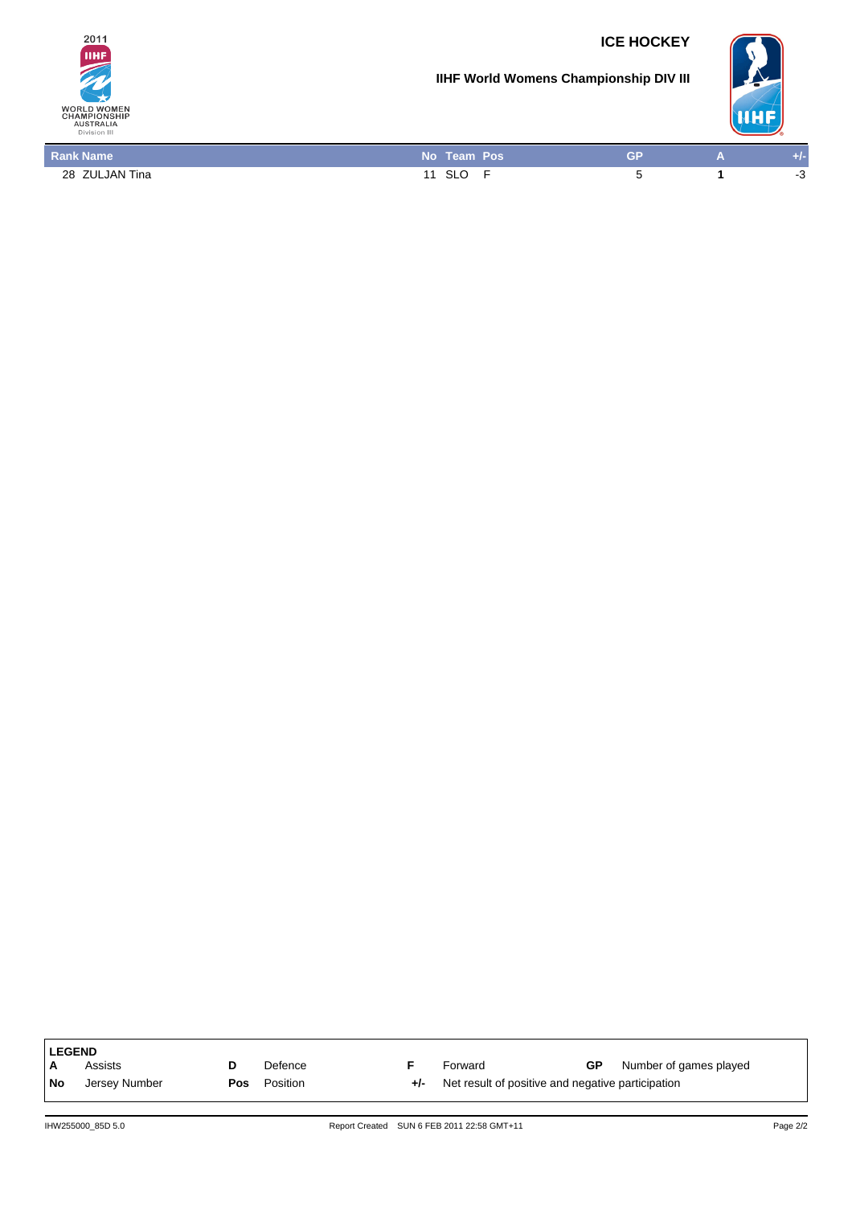**ICE HOCKEY**

**IIHF World Womens Championship DIV III**

| Rank | Name | No | Team | Pos | GP | A | +/- |
|---|---|---|---|---|---|---|---|
| 28 | ZULJAN Tina | 11 | SLO | F | 5 | **1** | -3 |

| LEGEND | | | | | | | |
|---|---|---|---|---|---|---|---|
| **A** | Assists | **D** | Defence | **F** | Forward | **GP** | Number of games played |
| **No** | Jersey Number | **Pos** | Position | **+/-** | Net result of positive and negative participation | | |

IHW255000_85D 5.0 | Report Created SUN 6 FEB 2011 22:58 GMT+11